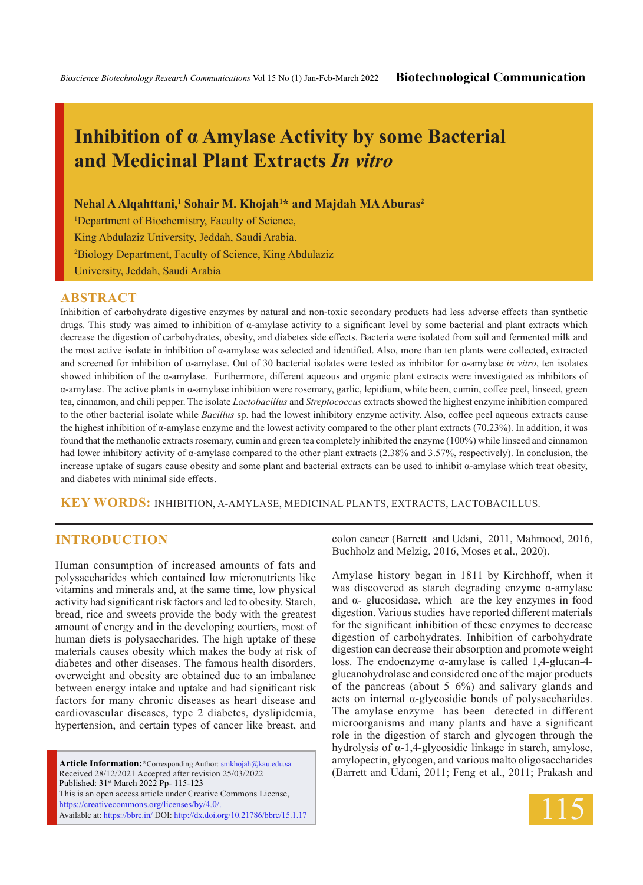# Inhibition of α Amylase Activity by some Bacterial and Medicinal Plant Extracts *In vitro*

**Nehal A Alqahttani,[1] Sohair M. Khojah[1]* and Majdah MA Aburas[2]**

[1]Department of Biochemistry, Faculty of Science, King Abdulaziz University, Jeddah, Saudi Arabia.

[2]Biology Department, Faculty of Science, King Abdulaziz University, Jeddah, Saudi Arabia

## ABSTRACT

Inhibition of carbohydrate digestive enzymes by natural and non-toxic secondary products had less adverse effects than synthetic drugs. This study was aimed to inhibition of α-amylase activity to a significant level by some bacterial and plant extracts which decrease the digestion of carbohydrates, obesity, and diabetes side effects. Bacteria were isolated from soil and fermented milk and the most active isolate in inhibition of α-amylase was selected and identified. Also, more than ten plants were collected, extracted and screened for inhibition of α-amylase. Out of 30 bacterial isolates were tested as inhibitor for α-amylase *in vitro*, ten isolates showed inhibition of the α-amylase. Furthermore, different aqueous and organic plant extracts were investigated as inhibitors of α-amylase. The active plants in α-amylase inhibition were rosemary, garlic, lepidium, white been, cumin, coffee peel, linseed, green tea, cinnamon, and chili pepper. The isolate *Lactobacillus* and *Streptococcus* extracts showed the highest enzyme inhibition compared to the other bacterial isolate while *Bacillus* sp. had the lowest inhibitory enzyme activity. Also, coffee peel aqueous extracts cause the highest inhibition of α-amylase enzyme and the lowest activity compared to the other plant extracts (70.23%). In addition, it was found that the methanolic extracts rosemary, cumin and green tea completely inhibited the enzyme (100%) while linseed and cinnamon had lower inhibitory activity of α-amylase compared to the other plant extracts (2.38% and 3.57%, respectively). In conclusion, the increase uptake of sugars cause obesity and some plant and bacterial extracts can be used to inhibit α-amylase which treat obesity, and diabetes with minimal side effects.

**KEY WORDS:** INHIBITION, A-AMYLASE, MEDICINAL PLANTS, EXTRACTS, LACTOBACILLUS.

## INTRODUCTION

Human consumption of increased amounts of fats and polysaccharides which contained low micronutrients like vitamins and minerals and, at the same time, low physical activity had significant risk factors and led to obesity. Starch, bread, rice and sweets provide the body with the greatest amount of energy and in the developing courtiers, most of human diets is polysaccharides. The high uptake of these materials causes obesity which makes the body at risk of diabetes and other diseases. The famous health disorders, overweight and obesity are obtained due to an imbalance between energy intake and uptake and had significant risk factors for many chronic diseases as heart disease and cardiovascular diseases, type 2 diabetes, dyslipidemia, hypertension, and certain types of cancer like breast, and colon cancer (Barrett and Udani, 2011, Mahmood, 2016, Buchholz and Melzig, 2016, Moses et al., 2020).

Amylase history began in 1811 by Kirchhoff, when it was discovered as starch degrading enzyme α-amylase and α- glucosidase, which are the key enzymes in food digestion. Various studies have reported different materials for the significant inhibition of these enzymes to decrease digestion of carbohydrates. Inhibition of carbohydrate digestion can decrease their absorption and promote weight loss. The endoenzyme α-amylase is called 1,4-glucan-4-glucanohydrolase and considered one of the major products of the pancreas (about 5–6%) and salivary glands and acts on internal α-glycosidic bonds of polysaccharides. The amylase enzyme has been detected in different microorganisms and many plants and have a significant role in the digestion of starch and glycogen through the hydrolysis of α-1,4-glycosidic linkage in starch, amylose, amylopectin, glycogen, and various malto oligosaccharides (Barrett and Udani, 2011; Feng et al., 2011; Prakash and

**Article Information:***Corresponding Author: smkhojah@kau.edu.sa
Received 28/12/2021 Accepted after revision 25/03/2022
Published: 31st March 2022 Pp- 115-123
This is an open access article under Creative Commons License, https://creativecommons.org/licenses/by/4.0/.
Available at: https://bbrc.in/ DOI: http://dx.doi.org/10.21786/bbrc/15.1.17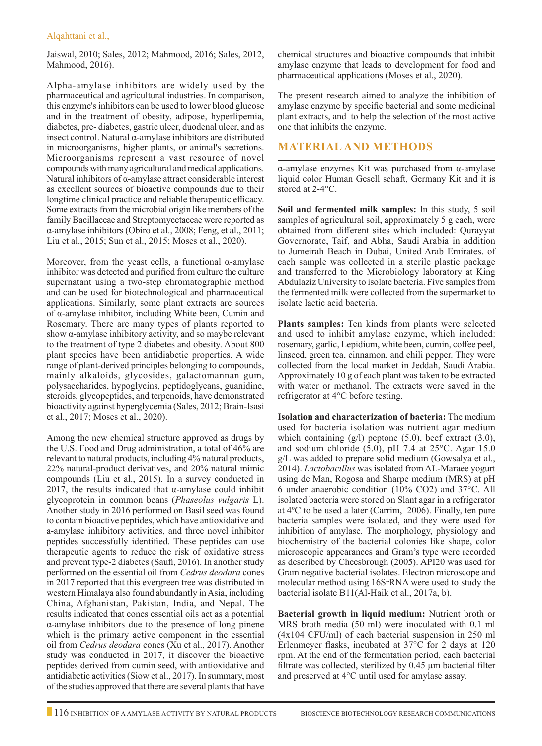Jaiswal, 2010; Sales, 2012; Mahmood, 2016; Sales, 2012, Mahmood, 2016).

Alpha-amylase inhibitors are widely used by the pharmaceutical and agricultural industries. In comparison, this enzyme's inhibitors can be used to lower blood glucose and in the treatment of obesity, adipose, hyperlipemia, diabetes, pre- diabetes, gastric ulcer, duodenal ulcer, and as insect control. Natural α-amylase inhibitors are distributed in microorganisms, higher plants, or animal's secretions. Microorganisms represent a vast resource of novel compounds with many agricultural and medical applications. Natural inhibitors of α-amylase attract considerable interest as excellent sources of bioactive compounds due to their longtime clinical practice and reliable therapeutic efficacy. Some extracts from the microbial origin like members of the family Bacillaceae and Streptomycetaceae were reported as α-amylase inhibitors (Obiro et al., 2008; Feng, et al., 2011; Liu et al., 2015; Sun et al., 2015; Moses et al., 2020).

Moreover, from the yeast cells, a functional α-amylase inhibitor was detected and purified from culture the culture supernatant using a two-step chromatographic method and can be used for biotechnological and pharmaceutical applications. Similarly, some plant extracts are sources of α-amylase inhibitor, including White been, Cumin and Rosemary. There are many types of plants reported to show α-amylase inhibitory activity, and so maybe relevant to the treatment of type 2 diabetes and obesity. About 800 plant species have been antidiabetic properties. A wide range of plant-derived principles belonging to compounds, mainly alkaloids, glycosides, galactomannan gum, polysaccharides, hypoglycins, peptidoglycans, guanidine, steroids, glycopeptides, and terpenoids, have demonstrated bioactivity against hyperglycemia (Sales, 2012; Brain-Isasi et al., 2017; Moses et al., 2020).

Among the new chemical structure approved as drugs by the U.S. Food and Drug administration, a total of 46% are relevant to natural products, including 4% natural products, 22% natural-product derivatives, and 20% natural mimic compounds (Liu et al., 2015). In a survey conducted in 2017, the results indicated that α-amylase could inhibit glycoprotein in common beans (*Phaseolus vulgaris* L). Another study in 2016 performed on Basil seed was found to contain bioactive peptides, which have antioxidative and a-amylase inhibitory activities, and three novel inhibitor peptides successfully identified. These peptides can use therapeutic agents to reduce the risk of oxidative stress and prevent type-2 diabetes (Saufi, 2016). In another study performed on the essential oil from *Cedrus deodara* cones in 2017 reported that this evergreen tree was distributed in western Himalaya also found abundantly in Asia, including China, Afghanistan, Pakistan, India, and Nepal. The results indicated that cones essential oils act as a potential α-amylase inhibitors due to the presence of long pinene which is the primary active component in the essential oil from *Cedrus deodara* cones (Xu et al., 2017). Another study was conducted in 2017, it discover the bioactive peptides derived from cumin seed, with antioxidative and antidiabetic activities (Siow et al., 2017). In summary, most of the studies approved that there are several plants that have chemical structures and bioactive compounds that inhibit amylase enzyme that leads to development for food and pharmaceutical applications (Moses et al., 2020).

The present research aimed to analyze the inhibition of amylase enzyme by specific bacterial and some medicinal plant extracts, and to help the selection of the most active one that inhibits the enzyme.

## MATERIAL AND METHODS

α-amylase enzymes Kit was purchased from α-amylase liquid color Human Gesell schaft, Germany Kit and it is stored at 2-4°C.

**Soil and fermented milk samples:** In this study, 5 soil samples of agricultural soil, approximately 5 g each, were obtained from different sites which included: Qurayyat Governorate, Taif, and Abha, Saudi Arabia in addition to Jumeirah Beach in Dubai, United Arab Emirates. of each sample was collected in a sterile plastic package and transferred to the Microbiology laboratory at King Abdulaziz University to isolate bacteria. Five samples from the fermented milk were collected from the supermarket to isolate lactic acid bacteria.

**Plants samples:** Ten kinds from plants were selected and used to inhibit amylase enzyme, which included: rosemary, garlic, Lepidium, white been, cumin, coffee peel, linseed, green tea, cinnamon, and chili pepper. They were collected from the local market in Jeddah, Saudi Arabia. Approximately 10 g of each plant was taken to be extracted with water or methanol. The extracts were saved in the refrigerator at 4°C before testing.

**Isolation and characterization of bacteria:** The medium used for bacteria isolation was nutrient agar medium which containing (g/l) peptone (5.0), beef extract (3.0), and sodium chloride (5.0), pH 7.4 at 25°C. Agar 15.0 g/L was added to prepare solid medium (Gowsalya et al., 2014). *Lactobacillus* was isolated from AL-Maraee yogurt using de Man, Rogosa and Sharpe medium (MRS) at pH 6 under anaerobic condition (10% $CO_2$) and 37°C. All isolated bacteria were stored on Slant agar in a refrigerator at 4ºC to be used a later (Carrim, 2006). Finally, ten pure bacteria samples were isolated, and they were used for inhibition of amylase. The morphology, physiology and biochemistry of the bacterial colonies like shape, color microscopic appearances and Gram's type were recorded as described by Cheesbrough (2005). API20 was used for Gram negative bacterial isolates. Electron microscope and molecular method using 16SrRNA were used to study the bacterial isolate B11(Al-Haik et al., 2017a, b).

**Bacterial growth in liquid medium:** Nutrient broth or MRS broth media (50 ml) were inoculated with 0.1 ml ($4x10^4$ CFU/ml) of each bacterial suspension in 250 ml Erlenmeyer flasks, incubated at 37°C for 2 days at 120 rpm. At the end of the fermentation period, each bacterial filtrate was collected, sterilized by 0.45 µm bacterial filter and preserved at 4°C until used for amylase assay.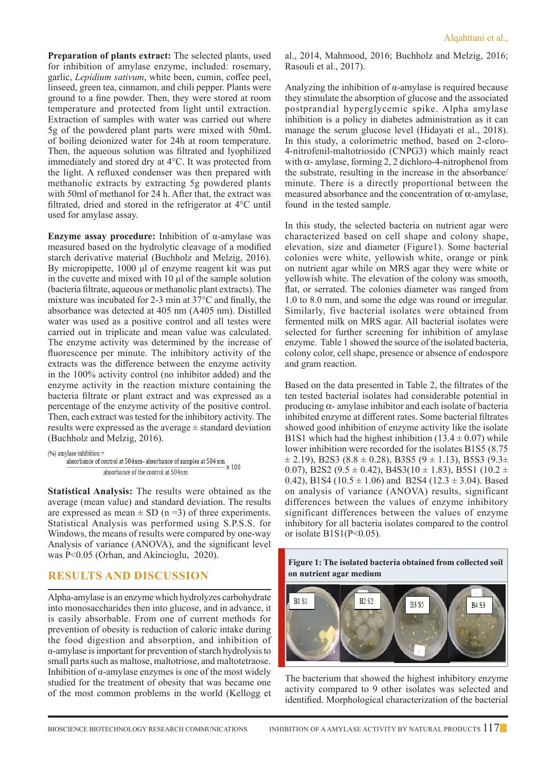**Preparation of plants extract:** The selected plants, used for inhibition of amylase enzyme, included: rosemary, garlic, *Lepidium sativum*, white been, cumin, coffee peel, linseed, green tea, cinnamon, and chili pepper. Plants were ground to a fine powder. Then, they were stored at room temperature and protected from light until extraction. Extraction of samples with water was carried out where 5g of the powdered plant parts were mixed with 50mL of boiling deionized water for 24h at room temperature. Then, the aqueous solution was filtrated and lyophilized immediately and stored dry at 4°C. It was protected from the light. A refluxed condenser was then prepared with methanolic extracts by extracting 5g powdered plants with 50ml of methanol for 24 h. After that, the extract was filtrated, dried and stored in the refrigerator at 4°C until used for amylase assay.

**Enzyme assay procedure:** Inhibition of α-amylase was measured based on the hydrolytic cleavage of a modified starch derivative material (Buchholz and Melzig, 2016). By micropipette, 1000 µl of enzyme reagent kit was put in the cuvette and mixed with 10 µl of the sample solution (bacteria filtrate, aqueous or methanolic plant extracts). The mixture was incubated for 2-3 min at 37°C and finally, the absorbance was detected at 405 nm (A405 nm). Distilled water was used as a positive control and all testes were carried out in triplicate and mean value was calculated. The enzyme activity was determined by the increase of fluorescence per minute. The inhibitory activity of the extracts was the difference between the enzyme activity in the 100% activity control (no inhibitor added) and the enzyme activity in the reaction mixture containing the bacteria filtrate or plant extract and was expressed as a percentage of the enzyme activity of the positive control. Then, each extract was tested for the inhibitory activity. The results were expressed as the average ± standard deviation (Buchholz and Melzig, 2016).

$$(\%) \text{ amylase inhibition} = \frac{\text{absorbance of control at 504nm} - \text{absorbance of samples at 504 nm}}{\text{absorbance of the control at 504nm}} \times 100$$

**Statistical Analysis:** The results were obtained as the average (mean value) and standard deviation. The results are expressed as mean ± SD (n =3) of three experiments. Statistical Analysis was performed using S.P.S.S. for Windows, the means of results were compared by one-way Analysis of variance (ANOVA), and the significant level was P<0.05 (Orhan, and Akincioglu, 2020).

## RESULTS AND DISCUSSION

Alpha-amylase is an enzyme which hydrolyzes carbohydrate into monosaccharides then into glucose, and in advance, it is easily absorbable. From one of current methods for prevention of obesity is reduction of caloric intake during the food digestion and absorption, and inhibition of α-amylase is important for prevention of starch hydrolysis to small parts such as maltose, maltotriose, and maltotetraose. Inhibition of α-amylase enzymes is one of the most widely studied for the treatment of obesity that was became one of the most common problems in the world (Kellogg et al., 2014, Mahmood, 2016; Buchholz and Melzig, 2016; Rasouli et al., 2017).

Analyzing the inhibition of α-amylase is required because they stimulate the absorption of glucose and the associated postprandial hyperglycemic spike. Alpha amylase inhibition is a policy in diabetes administration as it can manage the serum glucose level (Hidayati et al., 2018). In this study, a colorimetric method, based on 2-cloro-4-nitrofenil-maltotriosido (CNPG3) which mainly react with α- amylase, forming 2, 2 dichloro-4-nitrophenol from the substrate, resulting in the increase in the absorbance/minute. There is a directly proportional between the measured absorbance and the concentration of α-amylase, found in the tested sample.

In this study, the selected bacteria on nutrient agar were characterized based on cell shape and colony shape, elevation, size and diameter (Figure1). Some bacterial colonies were white, yellowish white, orange or pink on nutrient agar while on MRS agar they were white or yellowish white. The elevation of the colony was smooth, flat, or serrated. The colonies diameter was ranged from 1.0 to 8.0 mm, and some the edge was round or irregular. Similarly, five bacterial isolates were obtained from fermented milk on MRS agar. All bacterial isolates were selected for further screening for inhibition of amylase enzyme. Table 1 showed the source of the isolated bacteria, colony color, cell shape, presence or absence of endospore and gram reaction.

Based on the data presented in Table 2, the filtrates of the ten tested bacterial isolates had considerable potential in producing α- amylase inhibitor and each isolate of bacteria inhibited enzyme at different rates. Some bacterial filtrates showed good inhibition of enzyme activity like the isolate B1S1 which had the highest inhibition (13.4 ± 0.07) while lower inhibition were recorded for the isolates B1S5 (8.75 ± 2.19), B2S3 (8.8 ± 0.28), B3S5 (9 ± 1.13), B5S3 (9.3± 0.07), B2S2 (9.5 ± 0.42), B4S3(10 ± 1.83), B5S1 (10.2 ± 0.42), B1S4 (10.5 ± 1.06) and B2S4 (12.3 ± 3.04). Based on analysis of variance (ANOVA) results, significant differences between the values of enzyme inhibitory significant differences between the values of enzyme inhibitory for all bacteria isolates compared to the control or isolate B1S1(P<0.05).

**Figure 1: The isolated bacteria obtained from collected soil on nutrient agar medium**

The bacterium that showed the highest inhibitory enzyme activity compared to 9 other isolates was selected and identified. Morphological characterization of the bacterial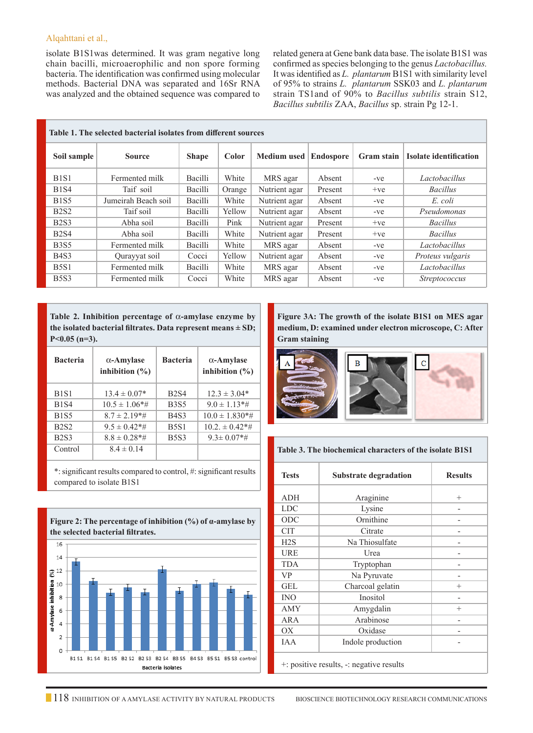isolate B1S1was determined. It was gram negative long chain bacilli, microaerophilic and non spore forming bacteria. The identification was confirmed using molecular methods. Bacterial DNA was separated and 16Sr RNA was analyzed and the obtained sequence was compared to related genera at Gene bank data base. The isolate B1S1 was confirmed as species belonging to the genus *Lactobacillus.* It was identified as *L. plantarum* B1S1 with similarity level of 95% to strains *L. plantarum* SSK03 and *L. plantarum* strain TS1and of 90% to *Bacillus subtilis* strain S12, *Bacillus subtilis* ZAA, *Bacillus* sp. strain Pg 12-1.

**Table 1. The selected bacterial isolates from different sources**

| Soil sample | Source | Shape | Color | Medium used | Endospore | Gram stain | Isolate identification |
|---|---|---|---|---|---|---|---|
| B1S1 | Fermented milk | Bacilli | White | MRS agar | Absent | -ve | *Lactobacillus* |
| B1S4 | Taif soil | Bacilli | Orange | Nutrient agar | Present | +ve | *Bacillus* |
| B1S5 | Jumeirah Beach soil | Bacilli | White | Nutrient agar | Absent | -ve | *E. coli* |
| B2S2 | Taif soil | Bacilli | Yellow | Nutrient agar | Absent | -ve | *Pseudomonas* |
| B2S3 | Abha soil | Bacilli | Pink | Nutrient agar | Present | +ve | *Bacillus* |
| B2S4 | Abha soil | Bacilli | White | Nutrient agar | Present | +ve | *Bacillus* |
| B3S5 | Fermented milk | Bacilli | White | MRS agar | Absent | -ve | *Lactobacillus* |
| B4S3 | Qurayyat soil | Cocci | Yellow | Nutrient agar | Absent | -ve | *Proteus vulgaris* |
| B5S1 | Fermented milk | Bacilli | White | MRS agar | Absent | -ve | *Lactobacillus* |
| B5S3 | Fermented milk | Cocci | White | MRS agar | Absent | -ve | *Streptococcus* |

**Table 2. Inhibition percentage of α-amylase enzyme by the isolated bacterial filtrates. Data represent means ± SD; P<0.05 (n=3).**

| Bacteria | α-Amylase inhibition (%) | Bacteria | α-Amylase inhibition (%) |
|---|---|---|---|
| B1S1 | 13.4 ± 0.07* | B2S4 | 12.3 ± 3.04* |
| B1S4 | 10.5 ± 1.06*# | B3S5 | 9.0 ± 1.13*# |
| B1S5 | 8.7 ± 2.19*# | B4S3 | 10.0 ± 1.830*# |
| B2S2 | 9.5 ± 0.42*# | B5S1 | 10.2. ± 0.42*# |
| B2S3 | 8.8 ± 0.28*# | B5S3 | 9.3± 0.07*# |
| Control | 8.4 ± 0.14 | | |

*: significant results compared to control, #: significant results compared to isolate B1S1

**Figure 2: The percentage of inhibition (%) of α-amylase by the selected bacterial filtrates.**

**Figure 3A: The growth of the isolate B1S1 on MES agar medium, D: examined under electron microscope, C: After Gram staining**

**Table 3. The biochemical characters of the isolate B1S1**

| Tests | Substrate degradation | Results |
|---|---|---|
| ADH | Araginine | + |
| LDC | Lysine | - |
| ODC | Ornithine | - |
| CIT | Citrate | - |
| H2S | Na Thiosulfate | - |
| URE | Urea | - |
| TDA | Tryptophan | - |
| VP | Na Pyruvate | - |
| GEL | Charcoal gelatin | + |
| INO | Inositol | - |
| AMY | Amygdalin | + |
| ARA | Arabinose | - |
| OX | Oxidase | - |
| IAA | Indole production | - |

+: positive results, -: negative results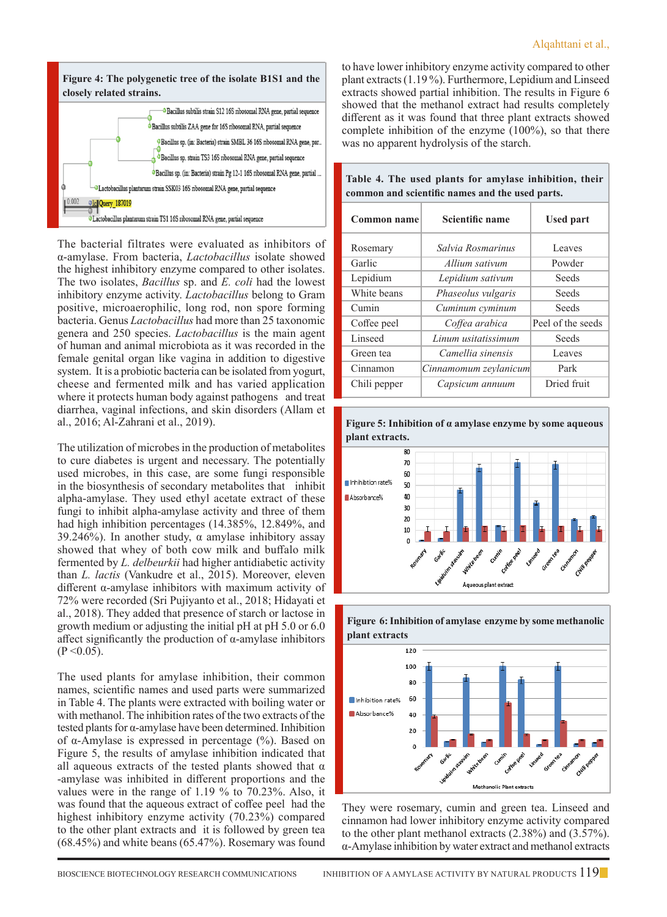**Figure 4: The polygenetic tree of the isolate B1S1 and the closely related strains.**

The bacterial filtrates were evaluated as inhibitors of α-amylase. From bacteria, *Lactobacillus* isolate showed the highest inhibitory enzyme compared to other isolates. The two isolates, *Bacillus* sp. and *E. coli* had the lowest inhibitory enzyme activity. *Lactobacillus* belong to Gram positive, microaerophilic, long rod, non spore forming bacteria. Genus *Lactobacillus* had more than 25 taxonomic genera and 250 species. *Lactobacillus* is the main agent of human and animal microbiota as it was recorded in the female genital organ like vagina in addition to digestive system. It is a probiotic bacteria can be isolated from yogurt, cheese and fermented milk and has varied application where it protects human body against pathogens and treat diarrhea, vaginal infections, and skin disorders (Allam et al., 2016; Al-Zahrani et al., 2019).

The utilization of microbes in the production of metabolites to cure diabetes is urgent and necessary. The potentially used microbes, in this case, are some fungi responsible in the biosynthesis of secondary metabolites that inhibit alpha-amylase. They used ethyl acetate extract of these fungi to inhibit alpha-amylase activity and three of them had high inhibition percentages (14.385%, 12.849%, and 39.246%). In another study, α amylase inhibitory assay showed that whey of both cow milk and buffalo milk fermented by *L. delbeurkii* had higher antidiabetic activity than *L. lactis* (Vankudre et al., 2015). Moreover, eleven different α-amylase inhibitors with maximum activity of 72% were recorded (Sri Pujiyanto et al., 2018; Hidayati et al., 2018). They added that presence of starch or lactose in growth medium or adjusting the initial pH at pH 5.0 or 6.0 affect significantly the production of α-amylase inhibitors ($P < 0.05$).

The used plants for amylase inhibition, their common names, scientific names and used parts were summarized in Table 4. The plants were extracted with boiling water or with methanol. The inhibition rates of the two extracts of the tested plants for α-amylase have been determined. Inhibition of α-Amylase is expressed in percentage (%). Based on Figure 5, the results of amylase inhibition indicated that all aqueous extracts of the tested plants showed that α -amylase was inhibited in different proportions and the values were in the range of 1.19 % to 70.23%. Also, it was found that the aqueous extract of coffee peel had the highest inhibitory enzyme activity (70.23%) compared to the other plant extracts and it is followed by green tea (68.45%) and white beans (65.47%). Rosemary was found to have lower inhibitory enzyme activity compared to other plant extracts (1.19 %). Furthermore, Lepidium and Linseed extracts showed partial inhibition. The results in Figure 6 showed that the methanol extract had results completely different as it was found that three plant extracts showed complete inhibition of the enzyme (100%), so that there was no apparent hydrolysis of the starch.

**Table 4. The used plants for amylase inhibition, their common and scientific names and the used parts.**

| Common name | Scientific name | Used part |
|---|---|---|
| Rosemary | *Salvia Rosmarinus* | Leaves |
| Garlic | *Allium sativum* | Powder |
| Lepidium | *Lepidium sativum* | Seeds |
| White beans | *Phaseolus vulgaris* | Seeds |
| Cumin | *Cuminum cyminum* | Seeds |
| Coffee peel | *Coffea arabica* | Peel of the seeds |
| Linseed | *Linum usitatissimum* | Seeds |
| Green tea | *Camellia sinensis* | Leaves |
| Cinnamon | *Cinnamomum zeylanicum* | Park |
| Chili pepper | *Capsicum annuum* | Dried fruit |

**Figure 5: Inhibition of α amylase enzyme by some aqueous plant extracts.**

**Figure 6: Inhibition of amylase enzyme by some methanolic plant extracts**

They were rosemary, cumin and green tea. Linseed and cinnamon had lower inhibitory enzyme activity compared to the other plant methanol extracts (2.38%) and (3.57%). α-Amylase inhibition by water extract and methanol extracts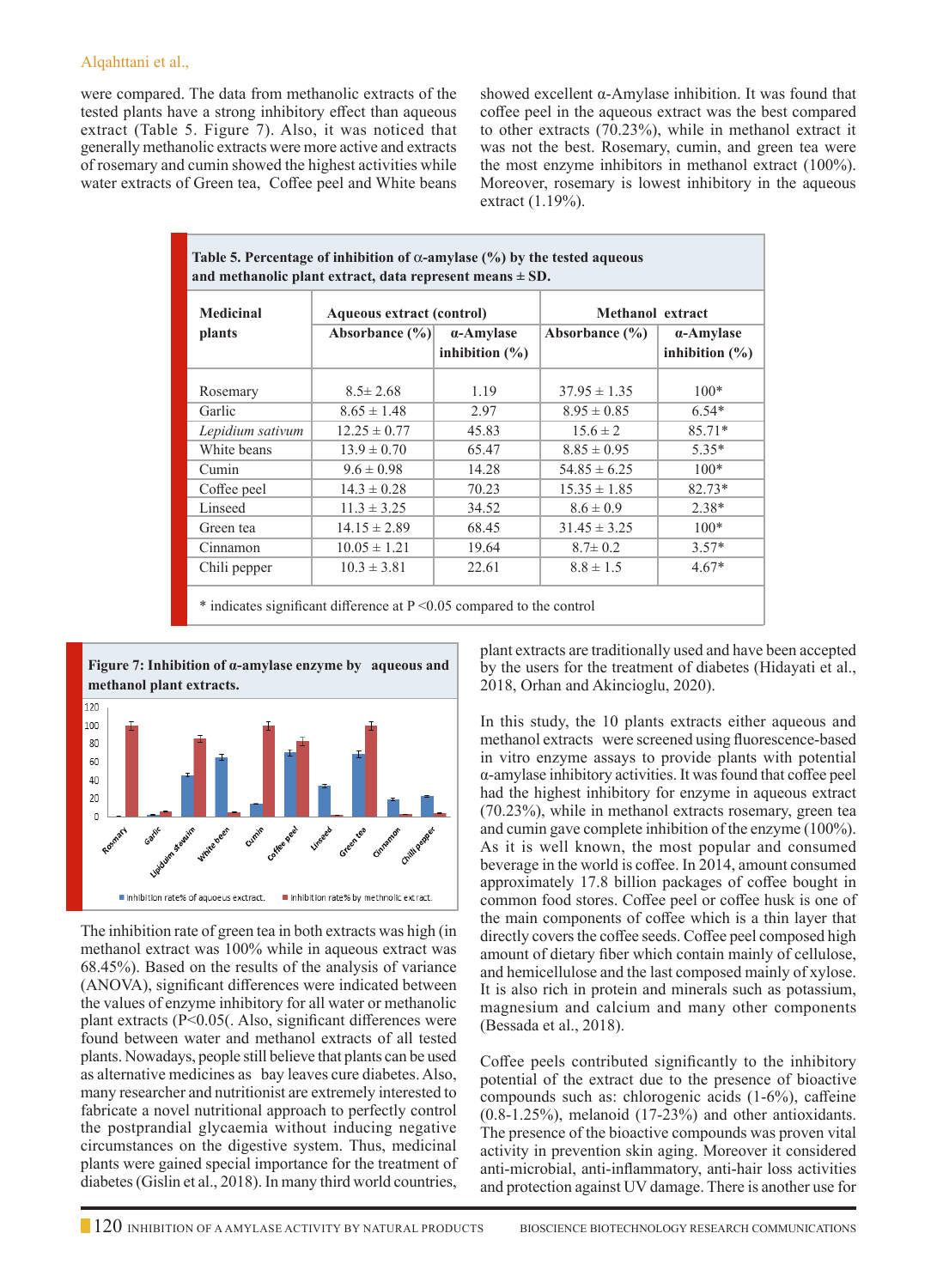were compared. The data from methanolic extracts of the tested plants have a strong inhibitory effect than aqueous extract (Table 5. Figure 7). Also, it was noticed that generally methanolic extracts were more active and extracts of rosemary and cumin showed the highest activities while water extracts of Green tea, Coffee peel and White beans showed excellent α-Amylase inhibition. It was found that coffee peel in the aqueous extract was the best compared to other extracts (70.23%), while in methanol extract it was not the best. Rosemary, cumin, and green tea were the most enzyme inhibitors in methanol extract (100%). Moreover, rosemary is lowest inhibitory in the aqueous extract (1.19%).

**Table 5. Percentage of inhibition of α-amylase (%) by the tested aqueous and methanolic plant extract, data represent means ± SD.**

| Medicinal plants | Aqueous extract (control) | | Methanol extract | |
|---|---|---|---|---|
| | Absorbance (%) | α-Amylase inhibition (%) | Absorbance (%) | α-Amylase inhibition (%) |
| Rosemary | 8.5± 2.68 | 1.19 | 37.95 ± 1.35 | 100* |
| Garlic | 8.65 ± 1.48 | 2.97 | 8.95 ± 0.85 | 6.54* |
| *Lepidium sativum* | 12.25 ± 0.77 | 45.83 | 15.6 ± 2 | 85.71* |
| White beans | 13.9 ± 0.70 | 65.47 | 8.85 ± 0.95 | 5.35* |
| Cumin | 9.6 ± 0.98 | 14.28 | 54.85 ± 6.25 | 100* |
| Coffee peel | 14.3 ± 0.28 | 70.23 | 15.35 ± 1.85 | 82.73* |
| Linseed | 11.3 ± 3.25 | 34.52 | 8.6 ± 0.9 | 2.38* |
| Green tea | 14.15 ± 2.89 | 68.45 | 31.45 ± 3.25 | 100* |
| Cinnamon | 10.05 ± 1.21 | 19.64 | 8.7± 0.2 | 3.57* |
| Chili pepper | 10.3 ± 3.81 | 22.61 | 8.8 ± 1.5 | 4.67* |

* indicates significant difference at P <0.05 compared to the control

**Figure 7: Inhibition of α-amylase enzyme by aqueous and methanol plant extracts.**

The inhibition rate of green tea in both extracts was high (in methanol extract was 100% while in aqueous extract was 68.45%). Based on the results of the analysis of variance (ANOVA), significant differences were indicated between the values of enzyme inhibitory for all water or methanolic plant extracts (P<0.05(. Also, significant differences were found between water and methanol extracts of all tested plants. Nowadays, people still believe that plants can be used as alternative medicines as bay leaves cure diabetes. Also, many researcher and nutritionist are extremely interested to fabricate a novel nutritional approach to perfectly control the postprandial glycaemia without inducing negative circumstances on the digestive system. Thus, medicinal plants were gained special importance for the treatment of diabetes (Gislin et al., 2018). In many third world countries, plant extracts are traditionally used and have been accepted by the users for the treatment of diabetes (Hidayati et al., 2018, Orhan and Akincioglu, 2020).

In this study, the 10 plants extracts either aqueous and methanol extracts were screened using fluorescence-based in vitro enzyme assays to provide plants with potential α-amylase inhibitory activities. It was found that coffee peel had the highest inhibitory for enzyme in aqueous extract (70.23%), while in methanol extracts rosemary, green tea and cumin gave complete inhibition of the enzyme (100%). As it is well known, the most popular and consumed beverage in the world is coffee. In 2014, amount consumed approximately 17.8 billion packages of coffee bought in common food stores. Coffee peel or coffee husk is one of the main components of coffee which is a thin layer that directly covers the coffee seeds. Coffee peel composed high amount of dietary fiber which contain mainly of cellulose, and hemicellulose and the last composed mainly of xylose. It is also rich in protein and minerals such as potassium, magnesium and calcium and many other components (Bessada et al., 2018).

Coffee peels contributed significantly to the inhibitory potential of the extract due to the presence of bioactive compounds such as: chlorogenic acids (1-6%), caffeine (0.8-1.25%), melanoid (17-23%) and other antioxidants. The presence of the bioactive compounds was proven vital activity in prevention skin aging. Moreover it considered anti-microbial, anti-inflammatory, anti-hair loss activities and protection against UV damage. There is another use for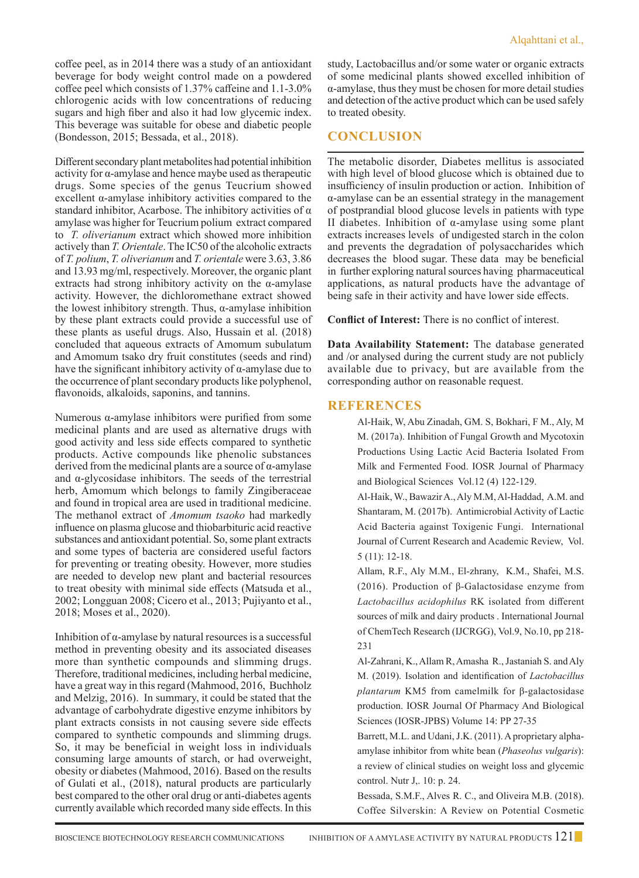coffee peel, as in 2014 there was a study of an antioxidant beverage for body weight control made on a powdered coffee peel which consists of 1.37% caffeine and 1.1-3.0% chlorogenic acids with low concentrations of reducing sugars and high fiber and also it had low glycemic index. This beverage was suitable for obese and diabetic people (Bondesson, 2015; Bessada, et al., 2018).

Different secondary plant metabolites had potential inhibition activity for α-amylase and hence maybe used as therapeutic drugs. Some species of the genus Teucrium showed excellent α-amylase inhibitory activities compared to the standard inhibitor, Acarbose. The inhibitory activities of α amylase was higher for Teucrium polium extract compared to *T. oliverianum* extract which showed more inhibition actively than *T. Orientale*. The IC50 of the alcoholic extracts of *T. polium*, *T. oliverianum* and *T. orientale* were 3.63, 3.86 and 13.93 mg/ml, respectively. Moreover, the organic plant extracts had strong inhibitory activity on the α-amylase activity. However, the dichloromethane extract showed the lowest inhibitory strength. Thus, α-amylase inhibition by these plant extracts could provide a successful use of these plants as useful drugs. Also, Hussain et al. (2018) concluded that aqueous extracts of Amomum subulatum and Amomum tsako dry fruit constitutes (seeds and rind) have the significant inhibitory activity of α-amylase due to the occurrence of plant secondary products like polyphenol, flavonoids, alkaloids, saponins, and tannins.

Numerous α-amylase inhibitors were purified from some medicinal plants and are used as alternative drugs with good activity and less side effects compared to synthetic products. Active compounds like phenolic substances derived from the medicinal plants are a source of α-amylase and α-glycosidase inhibitors. The seeds of the terrestrial herb, Amomum which belongs to family Zingiberaceae and found in tropical area are used in traditional medicine. The methanol extract of *Amomum tsaoko* had markedly influence on plasma glucose and thiobarbituric acid reactive substances and antioxidant potential. So, some plant extracts and some types of bacteria are considered useful factors for preventing or treating obesity. However, more studies are needed to develop new plant and bacterial resources to treat obesity with minimal side effects (Matsuda et al., 2002; Longguan 2008; Cicero et al., 2013; Pujiyanto et al., 2018; Moses et al., 2020).

Inhibition of α-amylase by natural resources is a successful method in preventing obesity and its associated diseases more than synthetic compounds and slimming drugs. Therefore, traditional medicines, including herbal medicine, have a great way in this regard (Mahmood, 2016, Buchholz and Melzig, 2016). In summary, it could be stated that the advantage of carbohydrate digestive enzyme inhibitors by plant extracts consists in not causing severe side effects compared to synthetic compounds and slimming drugs. So, it may be beneficial in weight loss in individuals consuming large amounts of starch, or had overweight, obesity or diabetes (Mahmood, 2016). Based on the results of Gulati et al., (2018), natural products are particularly best compared to the other oral drug or anti-diabetes agents currently available which recorded many side effects. In this study, Lactobacillus and/or some water or organic extracts of some medicinal plants showed excelled inhibition of α-amylase, thus they must be chosen for more detail studies and detection of the active product which can be used safely to treated obesity.

## CONCLUSION

The metabolic disorder, Diabetes mellitus is associated with high level of blood glucose which is obtained due to insufficiency of insulin production or action. Inhibition of α-amylase can be an essential strategy in the management of postprandial blood glucose levels in patients with type II diabetes. Inhibition of α-amylase using some plant extracts increases levels of undigested starch in the colon and prevents the degradation of polysaccharides which decreases the blood sugar. These data may be beneficial in further exploring natural sources having pharmaceutical applications, as natural products have the advantage of being safe in their activity and have lower side effects.

**Conflict of Interest:** There is no conflict of interest.

**Data Availability Statement:** The database generated and /or analysed during the current study are not publicly available due to privacy, but are available from the corresponding author on reasonable request.

## REFERENCES

Al-Haik, W, Abu Zinadah, GM. S, Bokhari, F M., Aly, M M. (2017a). Inhibition of Fungal Growth and Mycotoxin Productions Using Lactic Acid Bacteria Isolated From Milk and Fermented Food. IOSR Journal of Pharmacy and Biological Sciences Vol.12 (4) 122-129.

Al-Haik, W., Bawazir A., Aly M.M, Al-Haddad, A.M. and Shantaram, M. (2017b). Antimicrobial Activity of Lactic Acid Bacteria against Toxigenic Fungi. International Journal of Current Research and Academic Review, Vol. 5 (11): 12-18.

Allam, R.F., Aly M.M., El-zhrany, K.M., Shafei, M.S. (2016). Production of β-Galactosidase enzyme from *Lactobacillus acidophilus* RK isolated from different sources of milk and dairy products . International Journal of ChemTech Research (IJCRGG), Vol.9, No.10, pp 218-231

Al-Zahrani, K., Allam R, Amasha R., Jastaniah S. and Aly M. (2019). Isolation and identification of *Lactobacillus plantarum* KM5 from camelmilk for β-galactosidase production. IOSR Journal Of Pharmacy And Biological Sciences (IOSR-JPBS) Volume 14: PP 27-35

Barrett, M.L. and Udani, J.K. (2011). A proprietary alpha-amylase inhibitor from white bean (*Phaseolus vulgaris*): a review of clinical studies on weight loss and glycemic control. Nutr J,. 10: p. 24.

Bessada, S.M.F., Alves R. C., and Oliveira M.B. (2018). Coffee Silverskin: A Review on Potential Cosmetic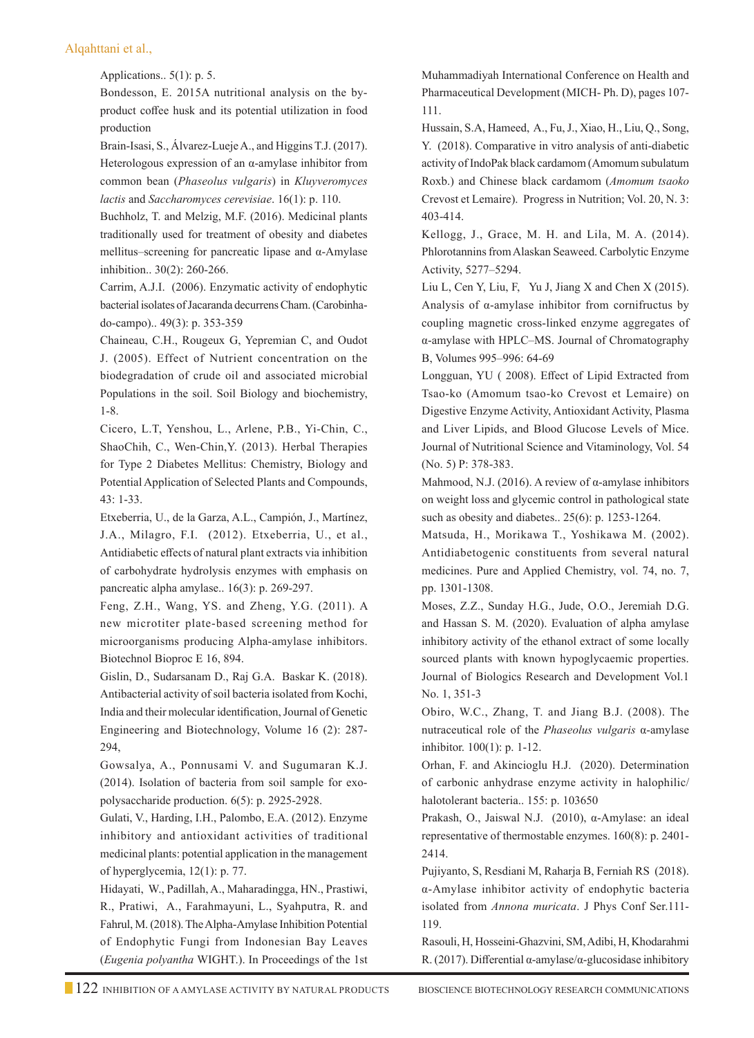Applications.. 5(1): p. 5.

Bondesson, E. 2015A nutritional analysis on the by-product coffee husk and its potential utilization in food production

Brain-Isasi, S., Álvarez-Lueje A., and Higgins T.J. (2017). Heterologous expression of an α-amylase inhibitor from common bean (*Phaseolus vulgaris*) in *Kluyveromyces lactis* and *Saccharomyces cerevisiae*. 16(1): p. 110.

Buchholz, T. and Melzig, M.F. (2016). Medicinal plants traditionally used for treatment of obesity and diabetes mellitus–screening for pancreatic lipase and α-Amylase inhibition.. 30(2): 260-266.

Carrim, A.J.I. (2006). Enzymatic activity of endophytic bacterial isolates of Jacaranda decurrens Cham. (Carobinha-do-campo).. 49(3): p. 353-359

Chaineau, C.H., Rougeux G, Yepremian C, and Oudot J. (2005). Effect of Nutrient concentration on the biodegradation of crude oil and associated microbial Populations in the soil. Soil Biology and biochemistry, 1-8.

Cicero, L.T, Yenshou, L., Arlene, P.B., Yi-Chin, C., ShaoChih, C., Wen-Chin,Y. (2013). Herbal Therapies for Type 2 Diabetes Mellitus: Chemistry, Biology and Potential Application of Selected Plants and Compounds, 43: 1-33.

Etxeberria, U., de la Garza, A.L., Campión, J., Martínez, J.A., Milagro, F.I. (2012). Etxeberria, U., et al., Antidiabetic effects of natural plant extracts via inhibition of carbohydrate hydrolysis enzymes with emphasis on pancreatic alpha amylase.. 16(3): p. 269-297.

Feng, Z.H., Wang, YS. and Zheng, Y.G. (2011). A new microtiter plate-based screening method for microorganisms producing Alpha-amylase inhibitors. Biotechnol Bioproc E 16, 894.

Gislin, D., Sudarsanam D., Raj G.A. Baskar K. (2018). Antibacterial activity of soil bacteria isolated from Kochi, India and their molecular identification, Journal of Genetic Engineering and Biotechnology, Volume 16 (2): 287-294,

Gowsalya, A., Ponnusami V. and Sugumaran K.J. (2014). Isolation of bacteria from soil sample for exo-polysaccharide production. 6(5): p. 2925-2928.

Gulati, V., Harding, I.H., Palombo, E.A. (2012). Enzyme inhibitory and antioxidant activities of traditional medicinal plants: potential application in the management of hyperglycemia, 12(1): p. 77.

Hidayati, W., Padillah, A., Maharadingga, HN., Prastiwi, R., Pratiwi, A., Farahmayuni, L., Syahputra, R. and Fahrul, M. (2018). The Alpha-Amylase Inhibition Potential of Endophytic Fungi from Indonesian Bay Leaves (*Eugenia polyantha* WIGHT.). In Proceedings of the 1st Muhammadiyah International Conference on Health and Pharmaceutical Development (MICH- Ph. D), pages 107-111.

Hussain, S.A, Hameed, A., Fu, J., Xiao, H., Liu, Q., Song, Y. (2018). Comparative in vitro analysis of anti-diabetic activity of IndoPak black cardamom (Amomum subulatum Roxb.) and Chinese black cardamom (*Amomum tsaoko* Crevost et Lemaire). Progress in Nutrition; Vol. 20, N. 3: 403-414.

Kellogg, J., Grace, M. H. and Lila, M. A. (2014). Phlorotannins from Alaskan Seaweed. Carbolytic Enzyme Activity, 5277–5294.

Liu L, Cen Y, Liu, F, Yu J, Jiang X and Chen X (2015). Analysis of α-amylase inhibitor from cornifructus by coupling magnetic cross-linked enzyme aggregates of α-amylase with HPLC–MS. Journal of Chromatography B, Volumes 995–996: 64-69

Longguan, YU ( 2008). Effect of Lipid Extracted from Tsao-ko (Amomum tsao-ko Crevost et Lemaire) on Digestive Enzyme Activity, Antioxidant Activity, Plasma and Liver Lipids, and Blood Glucose Levels of Mice. Journal of Nutritional Science and Vitaminology, Vol. 54 (No. 5) P: 378-383.

Mahmood, N.J. (2016). A review of α-amylase inhibitors on weight loss and glycemic control in pathological state such as obesity and diabetes.. 25(6): p. 1253-1264.

Matsuda, H., Morikawa T., Yoshikawa M. (2002). Antidiabetogenic constituents from several natural medicines. Pure and Applied Chemistry, vol. 74, no. 7, pp. 1301-1308.

Moses, Z.Z., Sunday H.G., Jude, O.O., Jeremiah D.G. and Hassan S. M. (2020). Evaluation of alpha amylase inhibitory activity of the ethanol extract of some locally sourced plants with known hypoglycaemic properties. Journal of Biologics Research and Development Vol.1 No. 1, 351-3

Obiro, W.C., Zhang, T. and Jiang B.J. (2008). The nutraceutical role of the *Phaseolus vulgaris* α-amylase inhibitor. 100(1): p. 1-12.

Orhan, F. and Akincioglu H.J. (2020). Determination of carbonic anhydrase enzyme activity in halophilic/halotolerant bacteria.. 155: p. 103650

Prakash, O., Jaiswal N.J. (2010), α-Amylase: an ideal representative of thermostable enzymes. 160(8): p. 2401-2414.

Pujiyanto, S, Resdiani M, Raharja B, Ferniah RS (2018). α-Amylase inhibitor activity of endophytic bacteria isolated from *Annona muricata*. J Phys Conf Ser.111-119.

Rasouli, H, Hosseini-Ghazvini, SM, Adibi, H, Khodarahmi R. (2017). Differential α-amylase/α-glucosidase inhibitory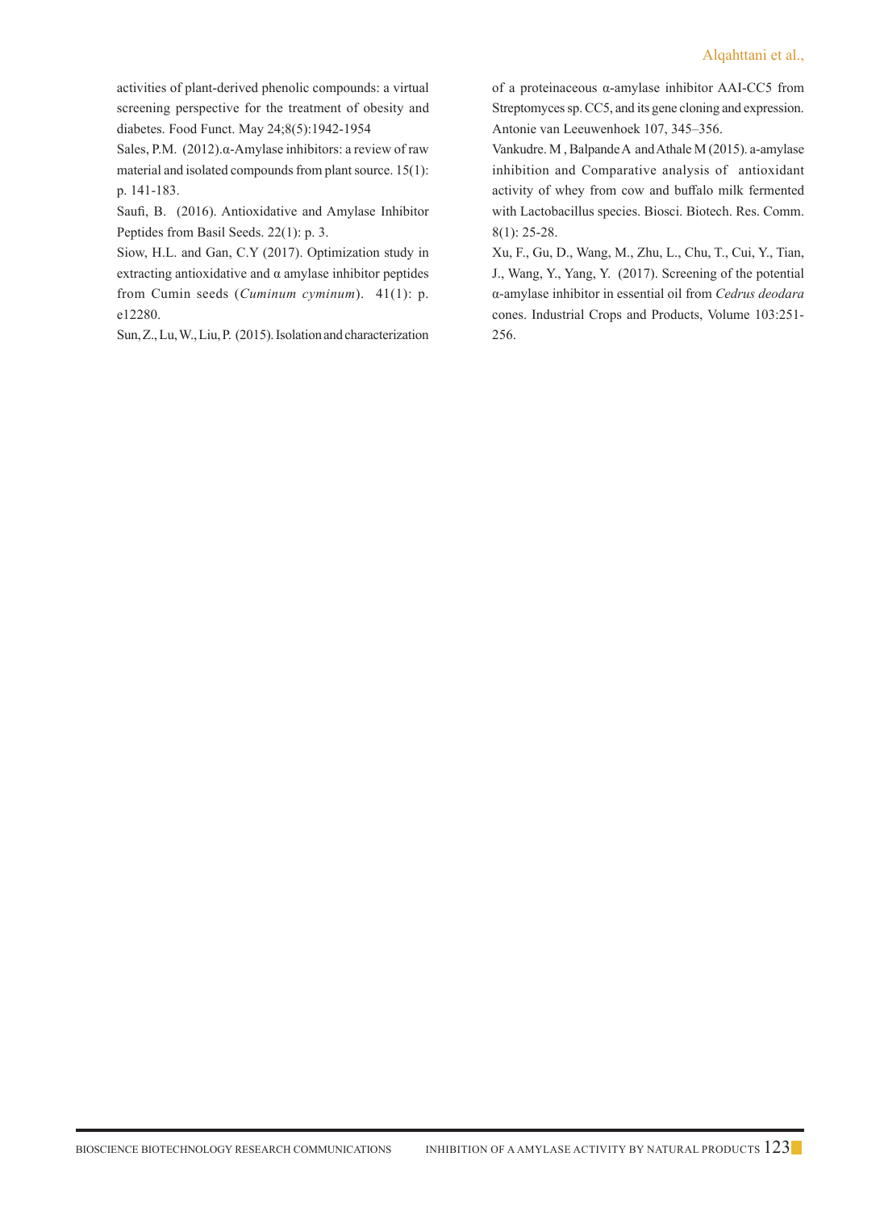activities of plant-derived phenolic compounds: a virtual screening perspective for the treatment of obesity and diabetes. Food Funct. May 24;8(5):1942-1954

Sales, P.M. (2012).α-Amylase inhibitors: a review of raw material and isolated compounds from plant source. 15(1): p. 141-183.

Saufi, B. (2016). Antioxidative and Amylase Inhibitor Peptides from Basil Seeds. 22(1): p. 3.

Siow, H.L. and Gan, C.Y (2017). Optimization study in extracting antioxidative and α amylase inhibitor peptides from Cumin seeds (*Cuminum cyminum*). 41(1): p. e12280.

Sun, Z., Lu, W., Liu, P. (2015). Isolation and characterization of a proteinaceous α-amylase inhibitor AAI-CC5 from Streptomyces sp. CC5, and its gene cloning and expression. Antonie van Leeuwenhoek 107, 345–356.

Vankudre. M , Balpande A and Athale M (2015). a-amylase inhibition and Comparative analysis of antioxidant activity of whey from cow and buffalo milk fermented with Lactobacillus species. Biosci. Biotech. Res. Comm. 8(1): 25-28.

Xu, F., Gu, D., Wang, M., Zhu, L., Chu, T., Cui, Y., Tian, J., Wang, Y., Yang, Y. (2017). Screening of the potential α-amylase inhibitor in essential oil from *Cedrus deodara* cones. Industrial Crops and Products, Volume 103:251-256.